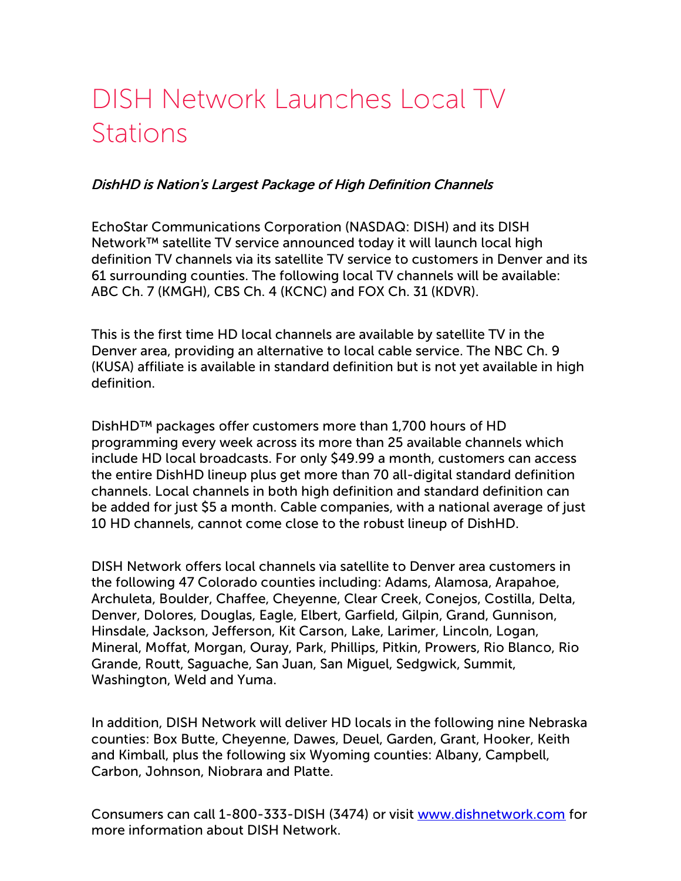# DISH Network Launches Local TV Stations

*DishHD is Nation's Largest Package of High Definition Channels*

EchoStar Communications Corporation (NASDAQ: DISH) and its DISH Network™ satellite TV service announced today it will launch local high definition TV channels via its satellite TV service to customers in Denver and its 61 surrounding counties. The following local TV channels will be available: ABC Ch. 7 (KMGH), CBS Ch. 4 (KCNC) and FOX Ch. 31 (KDVR).

This is the first time HD local channels are available by satellite TV in the Denver area, providing an alternative to local cable service. The NBC Ch. 9 (KUSA) affiliate is available in standard definition but is not yet available in high definition.

DishHD™ packages offer customers more than 1,700 hours of HD programming every week across its more than 25 available channels which include HD local broadcasts. For only $49.99 a month, customers can access the entire DishHD lineup plus get more than 70 all-digital standard definition channels. Local channels in both high definition and standard definition can be added for just $5 a month. Cable companies, with a national average of just 10 HD channels, cannot come close to the robust lineup of DishHD.

DISH Network offers local channels via satellite to Denver area customers in the following 47 Colorado counties including: Adams, Alamosa, Arapahoe, Archuleta, Boulder, Chaffee, Cheyenne, Clear Creek, Conejos, Costilla, Delta, Denver, Dolores, Douglas, Eagle, Elbert, Garfield, Gilpin, Grand, Gunnison, Hinsdale, Jackson, Jefferson, Kit Carson, Lake, Larimer, Lincoln, Logan, Mineral, Moffat, Morgan, Ouray, Park, Phillips, Pitkin, Prowers, Rio Blanco, Rio Grande, Routt, Saguache, San Juan, San Miguel, Sedgwick, Summit, Washington, Weld and Yuma.

In addition, DISH Network will deliver HD locals in the following nine Nebraska counties: Box Butte, Cheyenne, Dawes, Deuel, Garden, Grant, Hooker, Keith and Kimball, plus the following six Wyoming counties: Albany, Campbell, Carbon, Johnson, Niobrara and Platte.

Consumers can call 1-800-333-DISH (3474) or visit [www.dishnetwork.com](http://www.dishnetwork.com) for more information about DISH Network.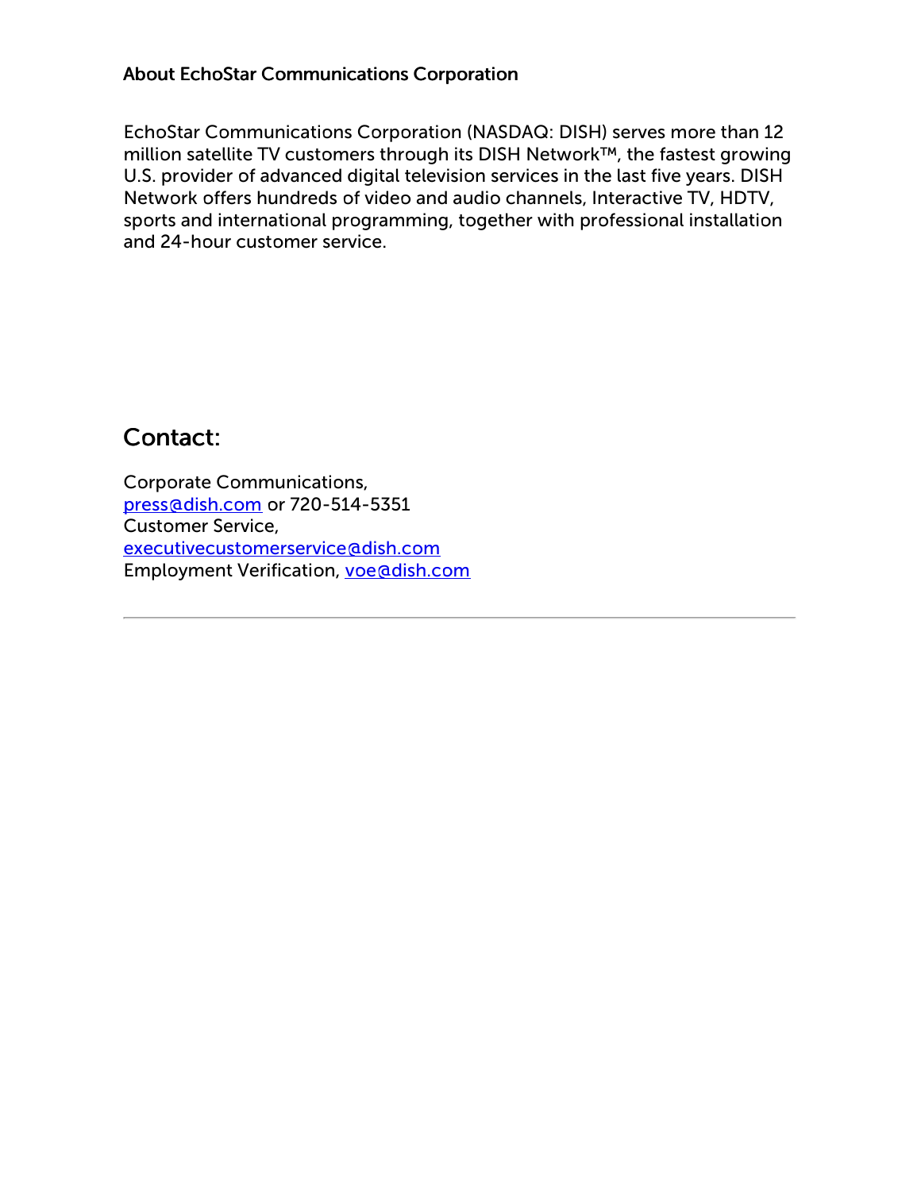**About EchoStar Communications Corporation**

EchoStar Communications Corporation (NASDAQ: DISH) serves more than 12 million satellite TV customers through its DISH Network™, the fastest growing U.S. provider of advanced digital television services in the last five years. DISH Network offers hundreds of video and audio channels, Interactive TV, HDTV, sports and international programming, together with professional installation and 24-hour customer service.

## Contact:

Corporate Communications,
press@dish.com or 720-514-5351
Customer Service,
executivecustomerservice@dish.com
Employment Verification, voe@dish.com

---